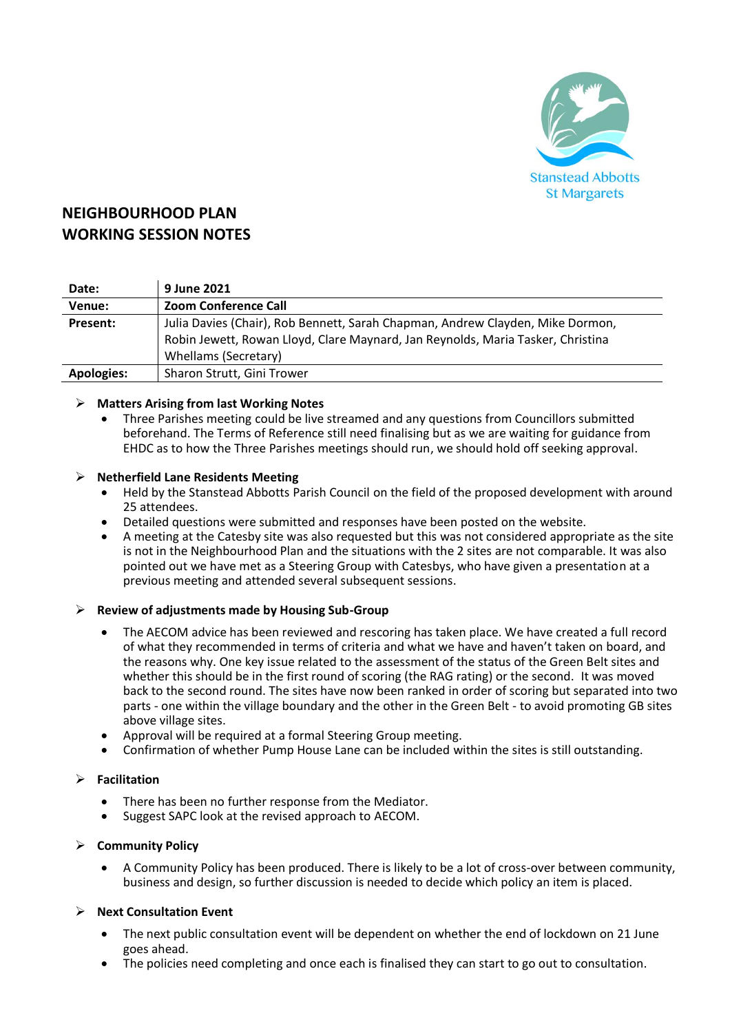Stanstead Abbotts
St Margarets

# NEIGHBOURHOOD PLAN
# WORKING SESSION NOTES

| | |
|---|---|
| **Date:** | **9 June 2021** |
| **Venue:** | **Zoom Conference Call** |
| **Present:** | Julia Davies (Chair), Rob Bennett, Sarah Chapman, Andrew Clayden, Mike Dormon, Robin Jewett, Rowan Lloyd, Clare Maynard, Jan Reynolds, Maria Tasker, Christina Whellams (Secretary) |
| **Apologies:** | Sharon Strutt, Gini Trower |

- **Matters Arising from last Working Notes**
  - Three Parishes meeting could be live streamed and any questions from Councillors submitted beforehand. The Terms of Reference still need finalising but as we are waiting for guidance from EHDC as to how the Three Parishes meetings should run, we should hold off seeking approval.

- **Netherfield Lane Residents Meeting**
  - Held by the Stanstead Abbotts Parish Council on the field of the proposed development with around 25 attendees.
  - Detailed questions were submitted and responses have been posted on the website.
  - A meeting at the Catesby site was also requested but this was not considered appropriate as the site is not in the Neighbourhood Plan and the situations with the 2 sites are not comparable. It was also pointed out we have met as a Steering Group with Catesbys, who have given a presentation at a previous meeting and attended several subsequent sessions.

- **Review of adjustments made by Housing Sub-Group**
  - The AECOM advice has been reviewed and rescoring has taken place. We have created a full record of what they recommended in terms of criteria and what we have and haven't taken on board, and the reasons why. One key issue related to the assessment of the status of the Green Belt sites and whether this should be in the first round of scoring (the RAG rating) or the second. It was moved back to the second round. The sites have now been ranked in order of scoring but separated into two parts - one within the village boundary and the other in the Green Belt - to avoid promoting GB sites above village sites.
  - Approval will be required at a formal Steering Group meeting.
  - Confirmation of whether Pump House Lane can be included within the sites is still outstanding.

- **Facilitation**
  - There has been no further response from the Mediator.
  - Suggest SAPC look at the revised approach to AECOM.

- **Community Policy**
  - A Community Policy has been produced. There is likely to be a lot of cross-over between community, business and design, so further discussion is needed to decide which policy an item is placed.

- **Next Consultation Event**
  - The next public consultation event will be dependent on whether the end of lockdown on 21 June goes ahead.
  - The policies need completing and once each is finalised they can start to go out to consultation.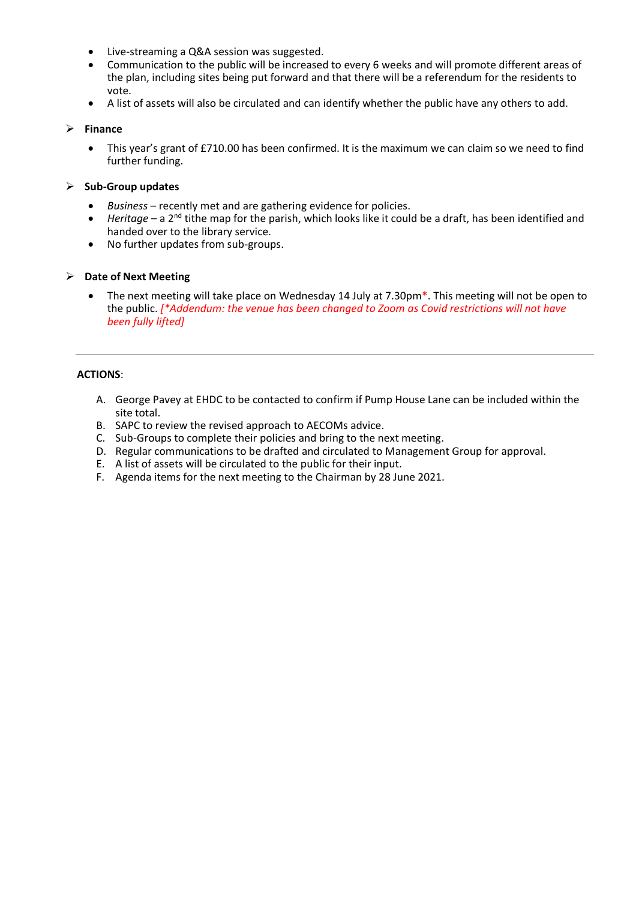- Live-streaming a Q&A session was suggested.
- Communication to the public will be increased to every 6 weeks and will promote different areas of the plan, including sites being put forward and that there will be a referendum for the residents to vote.
- A list of assets will also be circulated and can identify whether the public have any others to add.

## Finance

- This year's grant of £710.00 has been confirmed. It is the maximum we can claim so we need to find further funding.

## Sub-Group updates

- *Business* – recently met and are gathering evidence for policies.
- *Heritage* – a 2nd tithe map for the parish, which looks like it could be a draft, has been identified and handed over to the library service.
- No further updates from sub-groups.

## Date of Next Meeting

- The next meeting will take place on Wednesday 14 July at 7.30pm*. This meeting will not be open to the public. *[*Addendum: the venue has been changed to Zoom as Covid restrictions will not have been fully lifted]*

---

**ACTIONS**:

A. George Pavey at EHDC to be contacted to confirm if Pump House Lane can be included within the site total.
B. SAPC to review the revised approach to AECOMs advice.
C. Sub-Groups to complete their policies and bring to the next meeting.
D. Regular communications to be drafted and circulated to Management Group for approval.
E. A list of assets will be circulated to the public for their input.
F. Agenda items for the next meeting to the Chairman by 28 June 2021.